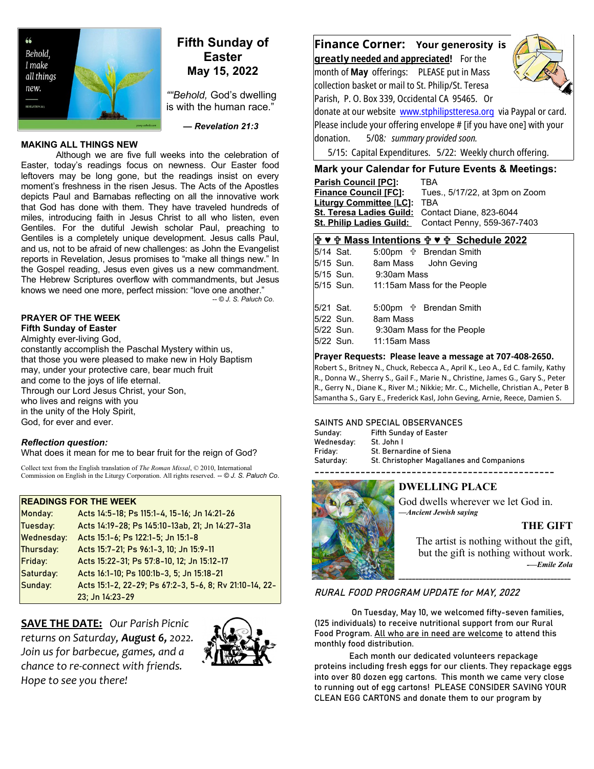# Fifth Sunday of Easter
## May 15, 2022

""*Behold,* God's dwelling is with the human race."

***— Revelation 21:3***

### MAKING ALL THINGS NEW

Although we are five full weeks into the celebration of Easter, today's readings focus on newness. Our Easter food leftovers may be long gone, but the readings insist on every moment's freshness in the risen Jesus. The Acts of the Apostles depicts Paul and Barnabas reflecting on all the innovative work that God has done with them. They have traveled hundreds of miles, introducing faith in Jesus Christ to all who listen, even Gentiles. For the dutiful Jewish scholar Paul, preaching to Gentiles is a completely unique development. Jesus calls Paul, and us, not to be afraid of new challenges: as John the Evangelist reports in Revelation, Jesus promises to "make all things new." In the Gospel reading, Jesus even gives us a new commandment. The Hebrew Scriptures overflow with commandments, but Jesus knows we need one more, perfect mission: "love one another."

*-- © J. S. Paluch Co.*

### PRAYER OF THE WEEK

**Fifth Sunday of Easter**

Almighty ever-living God,
constantly accomplish the Paschal Mystery within us,
that those you were pleased to make new in Holy Baptism
may, under your protective care, bear much fruit
and come to the joys of life eternal.
Through our Lord Jesus Christ, your Son,
who lives and reigns with you
in the unity of the Holy Spirit,
God, for ever and ever.

***Reflection question:***
What does it mean for me to bear fruit for the reign of God?

Collect text from the English translation of *The Roman Missal*, © 2010, International Commission on English in the Liturgy Corporation. All rights reserved. *-- © J. S. Paluch Co.*

| **READINGS FOR THE WEEK** | |
|---|---|
| Monday: | Acts 14:5-18; Ps 115:1-4, 15-16; Jn 14:21-26 |
| Tuesday: | Acts 14:19-28; Ps 145:10-13ab, 21; Jn 14:27-31a |
| Wednesday: | Acts 15:1-6; Ps 122:1-5; Jn 15:1-8 |
| Thursday: | Acts 15:7-21; Ps 96:1-3, 10; Jn 15:9-11 |
| Friday: | Acts 15:22-31; Ps 57:8-10, 12; Jn 15:12-17 |
| Saturday: | Acts 16:1-10; Ps 100:1b-3, 5; Jn 15:18-21 |
| Sunday: | Acts 15:1-2, 22-29; Ps 67:2-3, 5-6, 8; Rv 21:10-14, 22-23; Jn 14:23-29 |

**SAVE THE DATE:** *Our Parish Picnic returns on Saturday, **August 6,** 2022. Join us for barbecue, games, and a chance to re-connect with friends. Hope to see you there!*

## Finance Corner: Your generosity is greatly needed and appreciated!

For the month of **May** offerings: PLEASE put in Mass collection basket or mail to St. Philip/St. Teresa Parish, P. O. Box 339, Occidental CA 95465. Or donate at our website www.stphilipstteresa.org via Paypal or card. Please include your offering envelope # [if you have one] with your donation. 5/08: *summary provided soon.*

5/15: Capital Expenditures. 5/22: Weekly church offering.

### Mark your Calendar for Future Events & Meetings:

| | |
|---|---|
| **Parish Council [PC]:** | TBA |
| **Finance Council [FC]:** | Tues., 5/17/22, at 3pm on Zoom |
| **Liturgy Committee [LC]:** | TBA |
| **St. Teresa Ladies Guild:** | Contact Diane, 823-6044 |
| **St. Philip Ladies Guild:** | Contact Penny, 559-367-7403 |

### ✞ ♥ ✞ Mass Intentions ✞ ♥ ✞ Schedule 2022

| | | |
|---|---|---|
| 5/14 | Sat. | 5:00pm ✞ Brendan Smith |
| 5/15 | Sun. | 8am Mass John Geving |
| 5/15 | Sun. | 9:30am Mass |
| 5/15 | Sun. | 11:15am Mass for the People |
| 5/21 | Sat. | 5:00pm ✞ Brendan Smith |
| 5/22 | Sun. | 8am Mass |
| 5/22 | Sun. | 9:30am Mass for the People |
| 5/22 | Sun. | 11:15am Mass |

**Prayer Requests: Please leave a message at 707-408-2650.**
Robert S., Britney N., Chuck, Rebecca A., April K., Leo A., Ed C. family, Kathy R., Donna W., Sherry S., Gail F., Marie N., Christine, James G., Gary S., Peter R., Gerry N., Diane K., River M.; Nikkie; Mr. C., Michelle, Christian A., Peter B Samantha S., Gary E., Frederick Kasl, John Geving, Arnie, Reece, Damien S.

### SAINTS AND SPECIAL OBSERVANCES

| | |
|---|---|
| Sunday: | Fifth Sunday of Easter |
| Wednesday: | St. John I |
| Friday: | St. Bernardine of Siena |
| Saturday: | St. Christopher Magallanes and Companions |

### DWELLING PLACE

God dwells wherever we let God in.
*—Ancient Jewish saying*

### THE GIFT

The artist is nothing without the gift,
but the gift is nothing without work.
*—Emile Zola*

### *RURAL FOOD PROGRAM UPDATE for MAY, 2022*

On Tuesday, May 10, we welcomed fifty-seven families, (125 individuals) to receive nutritional support from our Rural Food Program. All who are in need are welcome to attend this monthly food distribution.

Each month our dedicated volunteers repackage proteins including fresh eggs for our clients. They repackage eggs into over 80 dozen egg cartons. This month we came very close to running out of egg cartons. PLEASE CONSIDER SAVING YOUR CLEAN EGG CARTONS and donate them to our program by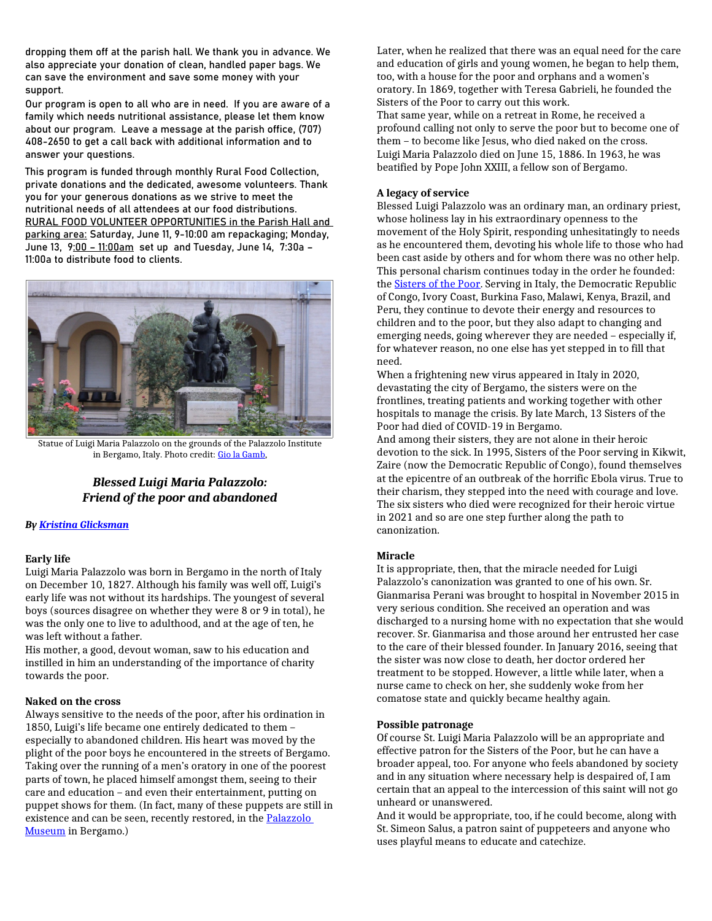dropping them off at the parish hall. We thank you in advance. We also appreciate your donation of clean, handled paper bags. We can save the environment and save some money with your support.

Our program is open to all who are in need. If you are aware of a family which needs nutritional assistance, please let them know about our program. Leave a message at the parish office, (707) 408-2650 to get a call back with additional information and to answer your questions.

This program is funded through monthly Rural Food Collection, private donations and the dedicated, awesome volunteers. Thank you for your generous donations as we strive to meet the nutritional needs of all attendees at our food distributions.

RURAL FOOD VOLUNTEER OPPORTUNITIES in the Parish Hall and parking area: Saturday, June 11, 9-10:00 am repackaging; Monday, June 13, 9:00 – 11:00am set up and Tuesday, June 14, 7:30a – 11:00a to distribute food to clients.

Statue of Luigi Maria Palazzolo on the grounds of the Palazzolo Institute in Bergamo, Italy. Photo credit: Gio la Gamb,

## *Blessed Luigi Maria Palazzolo: Friend of the poor and abandoned*

***By Kristina Glicksman***

### Early life

Luigi Maria Palazzolo was born in Bergamo in the north of Italy on December 10, 1827. Although his family was well off, Luigi's early life was not without its hardships. The youngest of several boys (sources disagree on whether they were 8 or 9 in total), he was the only one to live to adulthood, and at the age of ten, he was left without a father.

His mother, a good, devout woman, saw to his education and instilled in him an understanding of the importance of charity towards the poor.

### Naked on the cross

Always sensitive to the needs of the poor, after his ordination in 1850, Luigi's life became one entirely dedicated to them – especially to abandoned children. His heart was moved by the plight of the poor boys he encountered in the streets of Bergamo. Taking over the running of a men's oratory in one of the poorest parts of town, he placed himself amongst them, seeing to their care and education – and even their entertainment, putting on puppet shows for them. (In fact, many of these puppets are still in existence and can be seen, recently restored, in the Palazzolo Museum in Bergamo.)

Later, when he realized that there was an equal need for the care and education of girls and young women, he began to help them, too, with a house for the poor and orphans and a women's oratory. In 1869, together with Teresa Gabrieli, he founded the Sisters of the Poor to carry out this work.

That same year, while on a retreat in Rome, he received a profound calling not only to serve the poor but to become one of them – to become like Jesus, who died naked on the cross.

Luigi Maria Palazzolo died on June 15, 1886. In 1963, he was beatified by Pope John XXIII, a fellow son of Bergamo.

### A legacy of service

Blessed Luigi Palazzolo was an ordinary man, an ordinary priest, whose holiness lay in his extraordinary openness to the movement of the Holy Spirit, responding unhesitatingly to needs as he encountered them, devoting his whole life to those who had been cast aside by others and for whom there was no other help.

This personal charism continues today in the order he founded: the Sisters of the Poor. Serving in Italy, the Democratic Republic of Congo, Ivory Coast, Burkina Faso, Malawi, Kenya, Brazil, and Peru, they continue to devote their energy and resources to children and to the poor, but they also adapt to changing and emerging needs, going wherever they are needed – especially if, for whatever reason, no one else has yet stepped in to fill that need.

When a frightening new virus appeared in Italy in 2020, devastating the city of Bergamo, the sisters were on the frontlines, treating patients and working together with other hospitals to manage the crisis. By late March, 13 Sisters of the Poor had died of COVID-19 in Bergamo.

And among their sisters, they are not alone in their heroic devotion to the sick. In 1995, Sisters of the Poor serving in Kikwit, Zaire (now the Democratic Republic of Congo), found themselves at the epicentre of an outbreak of the horrific Ebola virus. True to their charism, they stepped into the need with courage and love. The six sisters who died were recognized for their heroic virtue in 2021 and so are one step further along the path to canonization.

### Miracle

It is appropriate, then, that the miracle needed for Luigi Palazzolo's canonization was granted to one of his own. Sr. Gianmarisa Perani was brought to hospital in November 2015 in very serious condition. She received an operation and was discharged to a nursing home with no expectation that she would recover. Sr. Gianmarisa and those around her entrusted her case to the care of their blessed founder. In January 2016, seeing that the sister was now close to death, her doctor ordered her treatment to be stopped. However, a little while later, when a nurse came to check on her, she suddenly woke from her comatose state and quickly became healthy again.

### Possible patronage

Of course St. Luigi Maria Palazzolo will be an appropriate and effective patron for the Sisters of the Poor, but he can have a broader appeal, too. For anyone who feels abandoned by society and in any situation where necessary help is despaired of, I am certain that an appeal to the intercession of this saint will not go unheard or unanswered.

And it would be appropriate, too, if he could become, along with St. Simeon Salus, a patron saint of puppeteers and anyone who uses playful means to educate and catechize.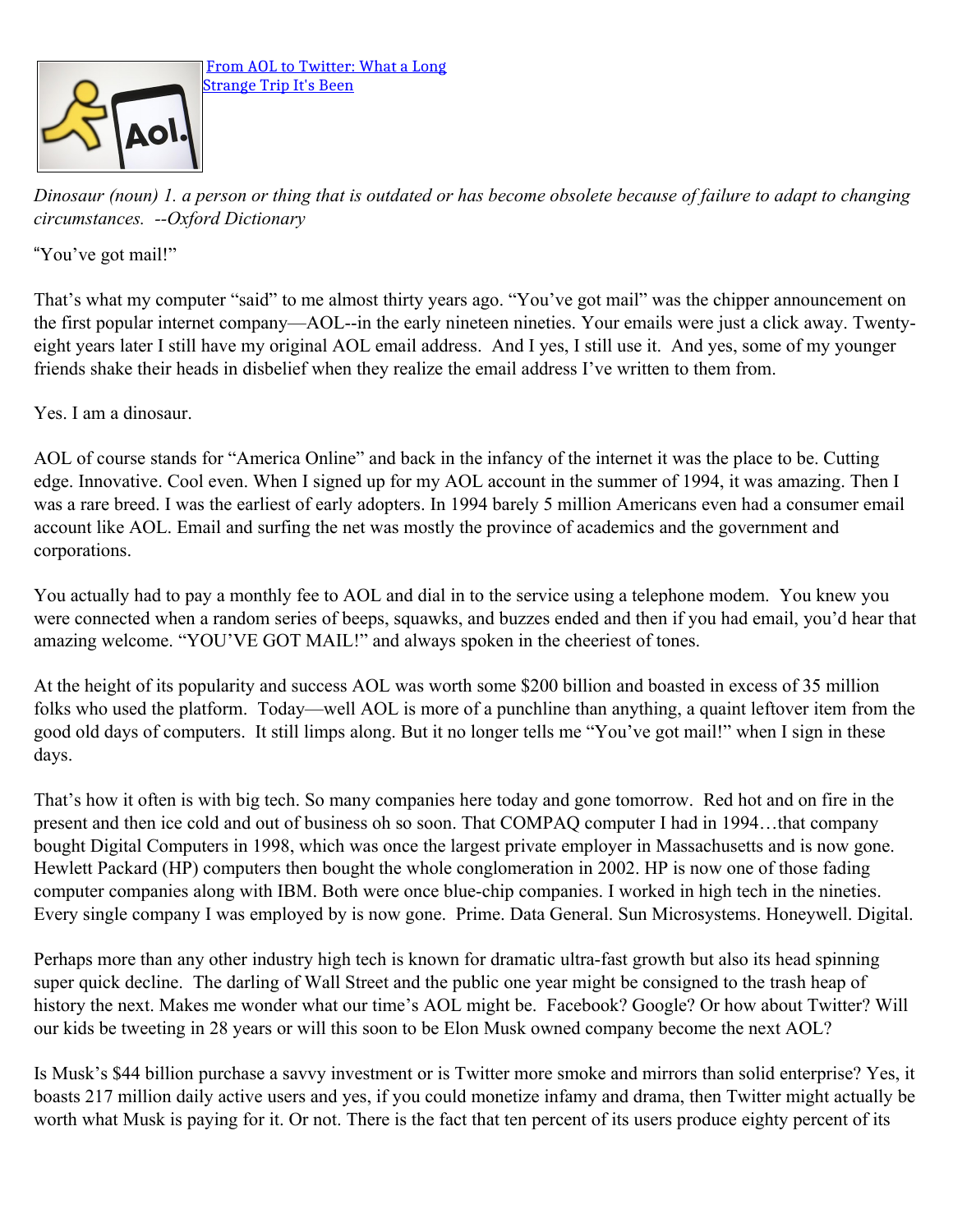[From AOL to Twitter: What a Long Strange Trip It's Been]

*Dinosaur (noun) 1. a person or thing that is outdated or has become obsolete because of failure to adapt to changing circumstances. --Oxford Dictionary*

"You've got mail!"

That's what my computer "said" to me almost thirty years ago. "You've got mail" was the chipper announcement on the first popular internet company—AOL--in the early nineteen nineties. Your emails were just a click away. Twenty-eight years later I still have my original AOL email address. And I yes, I still use it. And yes, some of my younger friends shake their heads in disbelief when they realize the email address I've written to them from.

Yes. I am a dinosaur.

AOL of course stands for "America Online" and back in the infancy of the internet it was the place to be. Cutting edge. Innovative. Cool even. When I signed up for my AOL account in the summer of 1994, it was amazing. Then I was a rare breed. I was the earliest of early adopters. In 1994 barely 5 million Americans even had a consumer email account like AOL. Email and surfing the net was mostly the province of academics and the government and corporations.

You actually had to pay a monthly fee to AOL and dial in to the service using a telephone modem. You knew you were connected when a random series of beeps, squawks, and buzzes ended and then if you had email, you'd hear that amazing welcome. "YOU'VE GOT MAIL!" and always spoken in the cheeriest of tones.

At the height of its popularity and success AOL was worth some $200 billion and boasted in excess of 35 million folks who used the platform. Today—well AOL is more of a punchline than anything, a quaint leftover item from the good old days of computers. It still limps along. But it no longer tells me "You've got mail!" when I sign in these days.

That's how it often is with big tech. So many companies here today and gone tomorrow. Red hot and on fire in the present and then ice cold and out of business oh so soon. That COMPAQ computer I had in 1994…that company bought Digital Computers in 1998, which was once the largest private employer in Massachusetts and is now gone. Hewlett Packard (HP) computers then bought the whole conglomeration in 2002. HP is now one of those fading computer companies along with IBM. Both were once blue-chip companies. I worked in high tech in the nineties. Every single company I was employed by is now gone. Prime. Data General. Sun Microsystems. Honeywell. Digital.

Perhaps more than any other industry high tech is known for dramatic ultra-fast growth but also its head spinning super quick decline. The darling of Wall Street and the public one year might be consigned to the trash heap of history the next. Makes me wonder what our time's AOL might be. Facebook? Google? Or how about Twitter? Will our kids be tweeting in 28 years or will this soon to be Elon Musk owned company become the next AOL?

Is Musk's $44 billion purchase a savvy investment or is Twitter more smoke and mirrors than solid enterprise? Yes, it boasts 217 million daily active users and yes, if you could monetize infamy and drama, then Twitter might actually be worth what Musk is paying for it. Or not. There is the fact that ten percent of its users produce eighty percent of its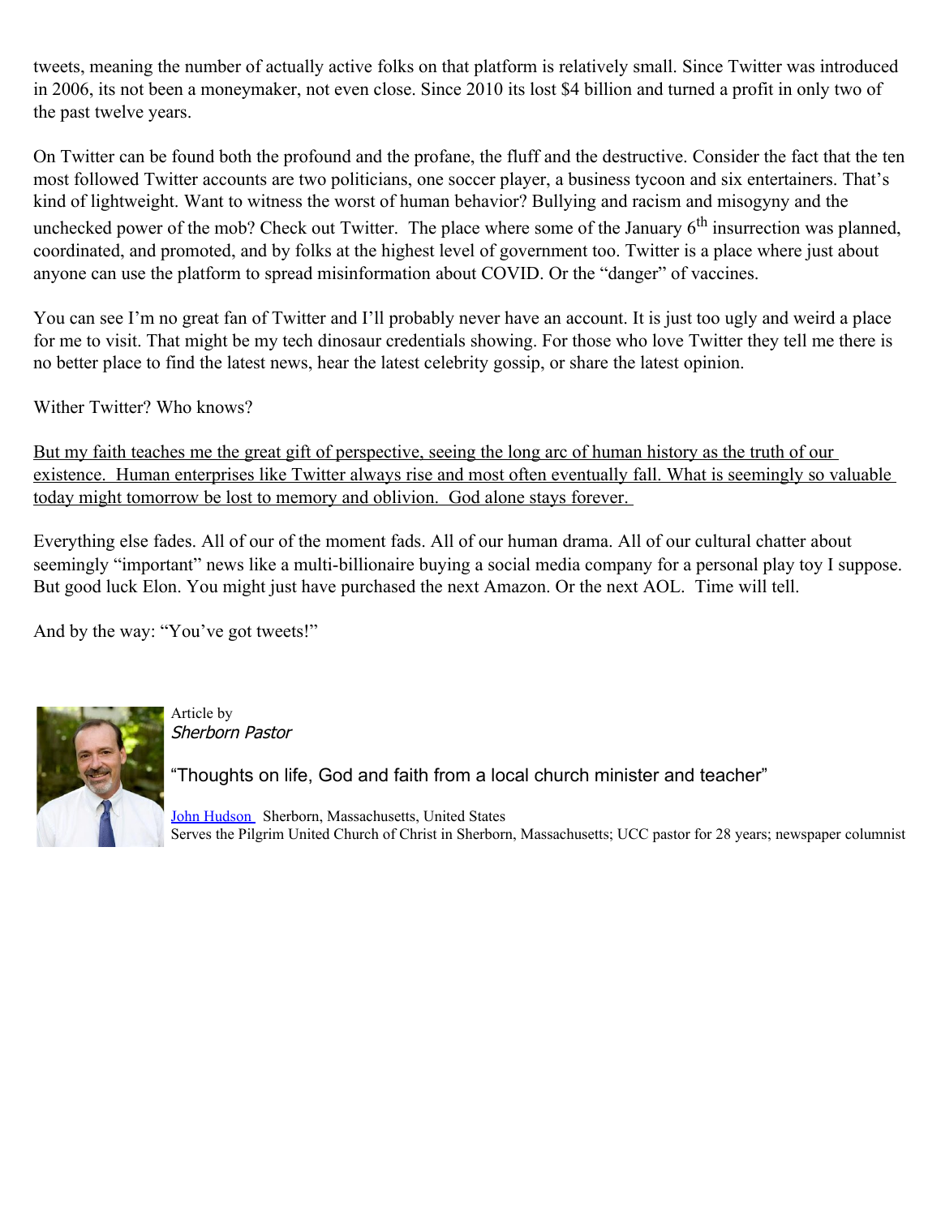tweets, meaning the number of actually active folks on that platform is relatively small. Since Twitter was introduced in 2006, its not been a moneymaker, not even close. Since 2010 its lost $4 billion and turned a profit in only two of the past twelve years.

On Twitter can be found both the profound and the profane, the fluff and the destructive. Consider the fact that the ten most followed Twitter accounts are two politicians, one soccer player, a business tycoon and six entertainers. That's kind of lightweight. Want to witness the worst of human behavior? Bullying and racism and misogyny and the unchecked power of the mob? Check out Twitter. The place where some of the January 6th insurrection was planned, coordinated, and promoted, and by folks at the highest level of government too. Twitter is a place where just about anyone can use the platform to spread misinformation about COVID. Or the "danger" of vaccines.

You can see I'm no great fan of Twitter and I'll probably never have an account. It is just too ugly and weird a place for me to visit. That might be my tech dinosaur credentials showing. For those who love Twitter they tell me there is no better place to find the latest news, hear the latest celebrity gossip, or share the latest opinion.

Wither Twitter? Who knows?

<u>But my faith teaches me the great gift of perspective, seeing the long arc of human history as the truth of our existence. Human enterprises like Twitter always rise and most often eventually fall. What is seemingly so valuable today might tomorrow be lost to memory and oblivion. God alone stays forever.</u>

Everything else fades. All of our of the moment fads. All of our human drama. All of our cultural chatter about seemingly "important" news like a multi-billionaire buying a social media company for a personal play toy I suppose. But good luck Elon. You might just have purchased the next Amazon. Or the next AOL. Time will tell.

And by the way: "You've got tweets!"

Article by
*Sherborn Pastor*

"Thoughts on life, God and faith from a local church minister and teacher"

John Hudson Sherborn, Massachusetts, United States
Serves the Pilgrim United Church of Christ in Sherborn, Massachusetts; UCC pastor for 28 years; newspaper columnist